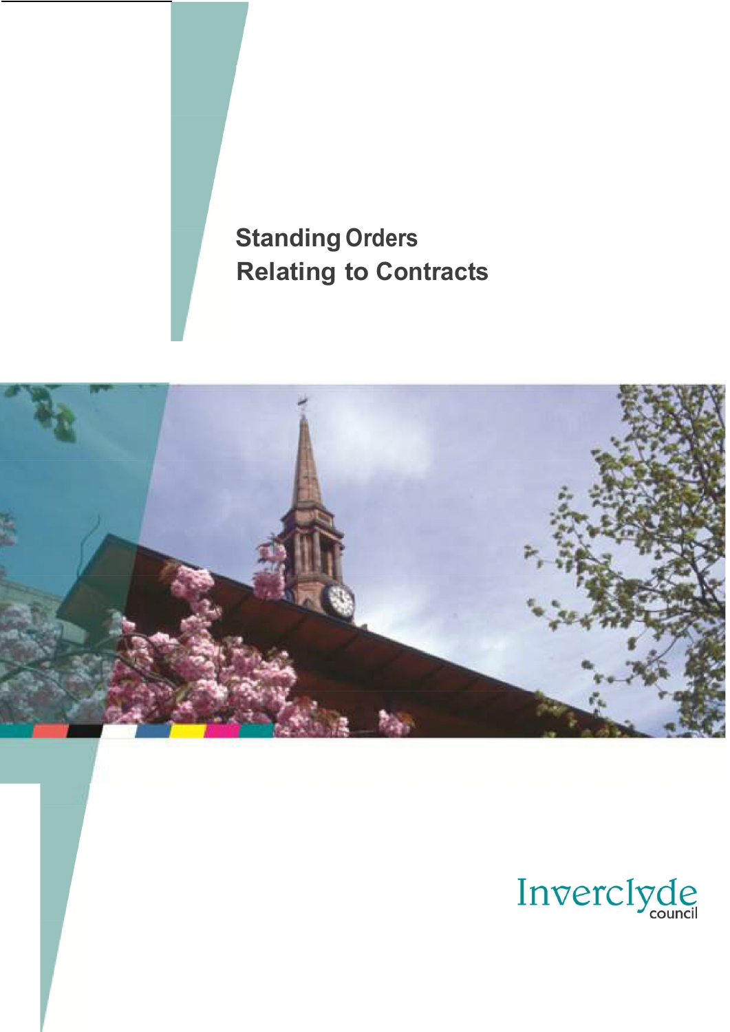# Standing Orders Relating to Contracts

Inverclyde council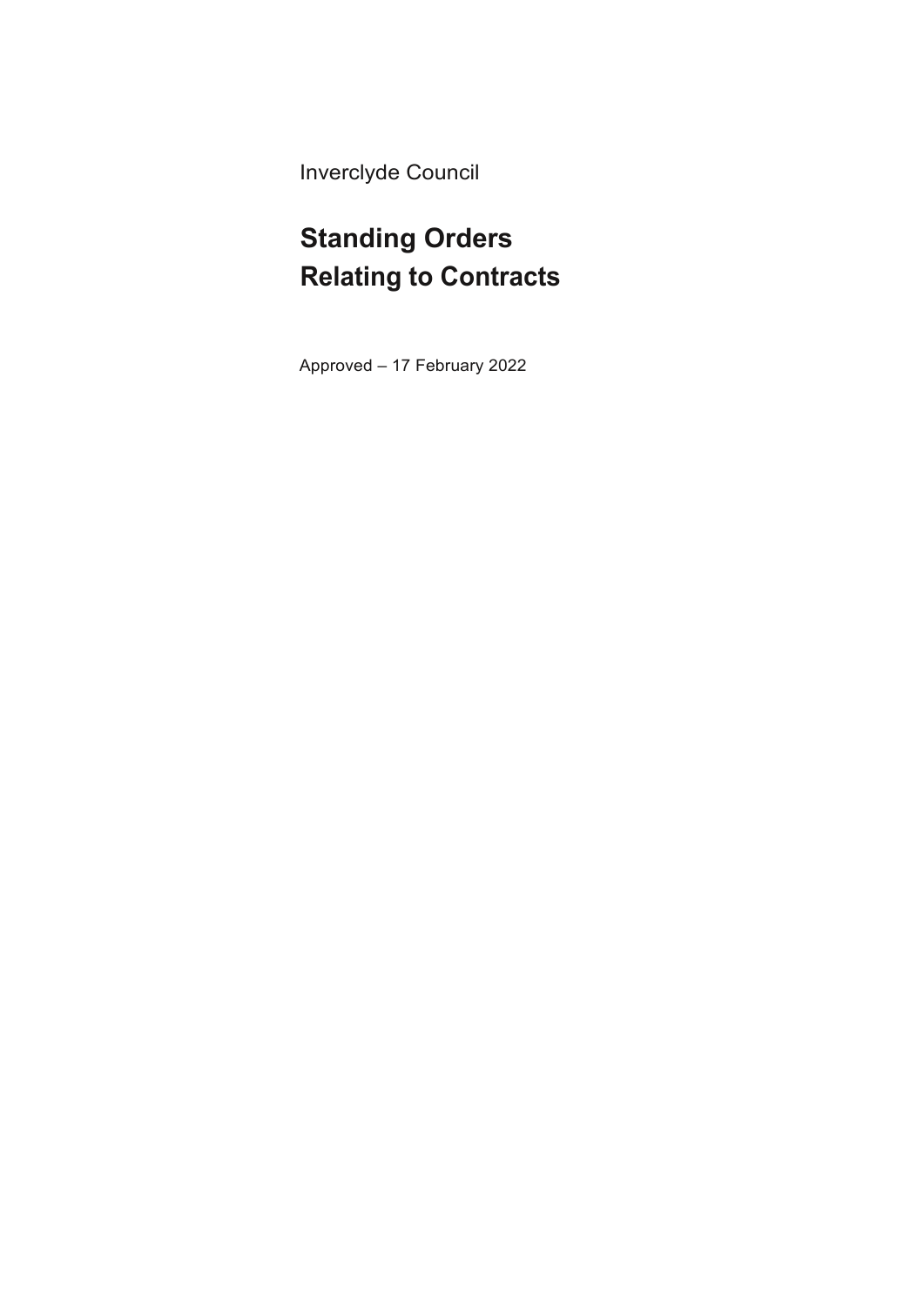Inverclyde Council

# Standing Orders Relating to Contracts

Approved – 17 February 2022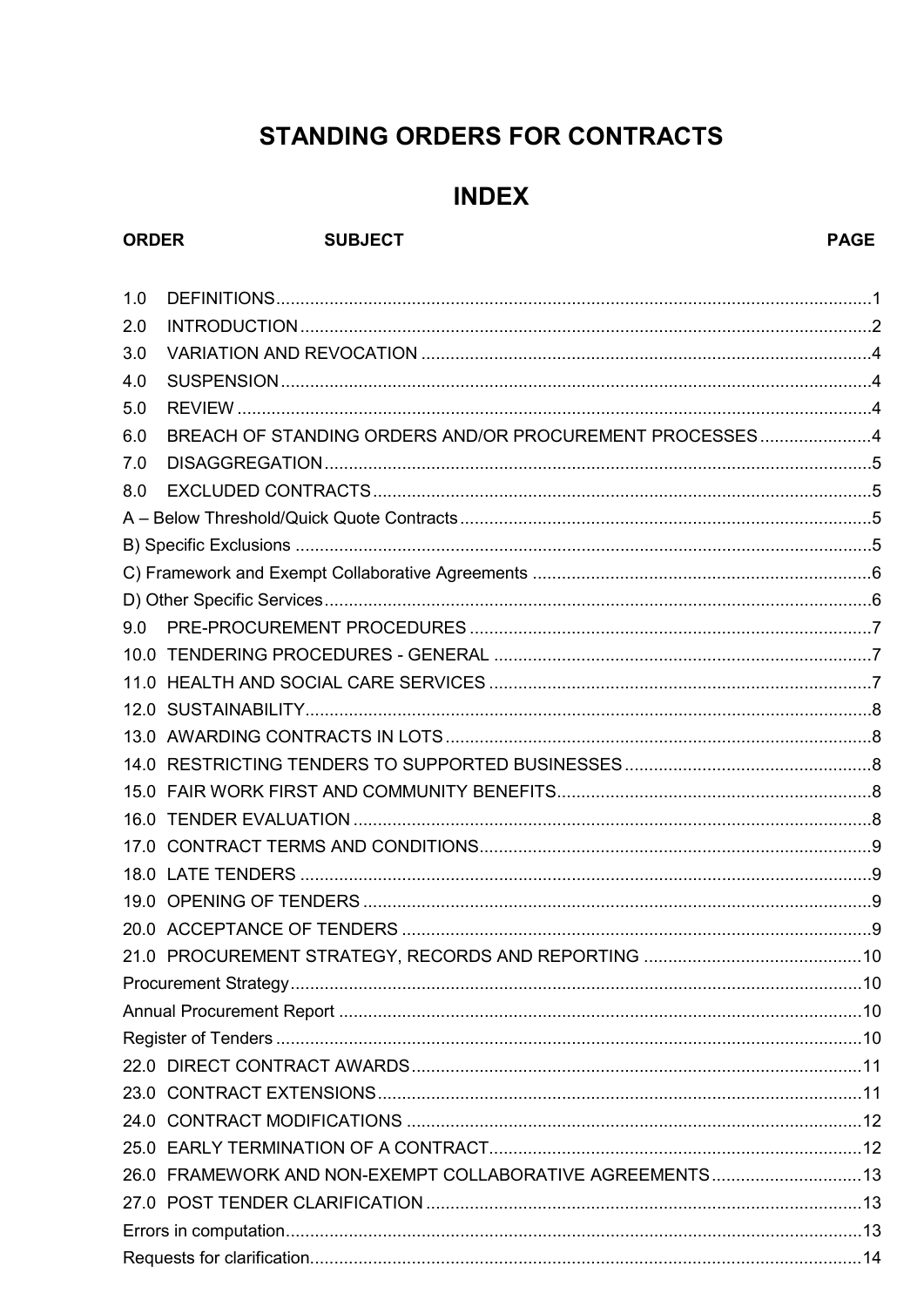# STANDING ORDERS FOR CONTRACTS

## INDEX

| ORDER | SUBJECT | PAGE |
|---|---|---|
| 1.0 | DEFINITIONS | 1 |
| 2.0 | INTRODUCTION | 2 |
| 3.0 | VARIATION AND REVOCATION | 4 |
| 4.0 | SUSPENSION | 4 |
| 5.0 | REVIEW | 4 |
| 6.0 | BREACH OF STANDING ORDERS AND/OR PROCUREMENT PROCESSES | 4 |
| 7.0 | DISAGGREGATION | 5 |
| 8.0 | EXCLUDED CONTRACTS | 5 |
| | A – Below Threshold/Quick Quote Contracts | 5 |
| | B) Specific Exclusions | 5 |
| | C) Framework and Exempt Collaborative Agreements | 6 |
| | D) Other Specific Services | 6 |
| 9.0 | PRE-PROCUREMENT PROCEDURES | 7 |
| 10.0 | TENDERING PROCEDURES - GENERAL | 7 |
| 11.0 | HEALTH AND SOCIAL CARE SERVICES | 7 |
| 12.0 | SUSTAINABILITY | 8 |
| 13.0 | AWARDING CONTRACTS IN LOTS | 8 |
| 14.0 | RESTRICTING TENDERS TO SUPPORTED BUSINESSES | 8 |
| 15.0 | FAIR WORK FIRST AND COMMUNITY BENEFITS | 8 |
| 16.0 | TENDER EVALUATION | 8 |
| 17.0 | CONTRACT TERMS AND CONDITIONS | 9 |
| 18.0 | LATE TENDERS | 9 |
| 19.0 | OPENING OF TENDERS | 9 |
| 20.0 | ACCEPTANCE OF TENDERS | 9 |
| 21.0 | PROCUREMENT STRATEGY, RECORDS AND REPORTING | 10 |
| | Procurement Strategy | 10 |
| | Annual Procurement Report | 10 |
| | Register of Tenders | 10 |
| 22.0 | DIRECT CONTRACT AWARDS | 11 |
| 23.0 | CONTRACT EXTENSIONS | 11 |
| 24.0 | CONTRACT MODIFICATIONS | 12 |
| 25.0 | EARLY TERMINATION OF A CONTRACT | 12 |
| 26.0 | FRAMEWORK AND NON-EXEMPT COLLABORATIVE AGREEMENTS | 13 |
| 27.0 | POST TENDER CLARIFICATION | 13 |
| | Errors in computation | 13 |
| | Requests for clarification | 14 |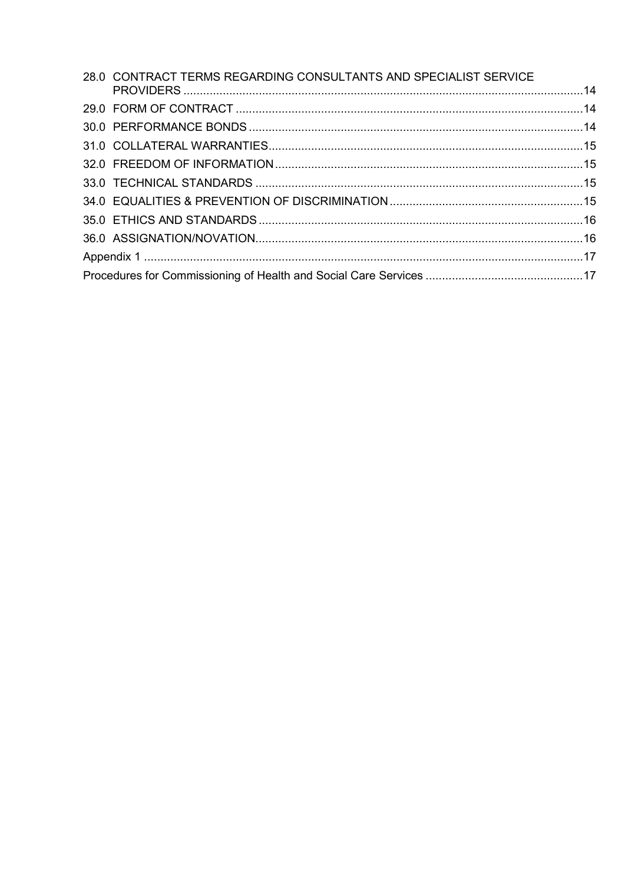28.0 CONTRACT TERMS REGARDING CONSULTANTS AND SPECIALIST SERVICE PROVIDERS ........................................................................................................................14

29.0 FORM OF CONTRACT ........................................................................................................14

30.0 PERFORMANCE BONDS ....................................................................................................14

31.0 COLLATERAL WARRANTIES..............................................................................................15

32.0 FREEDOM OF INFORMATION............................................................................................15

33.0 TECHNICAL STANDARDS ..................................................................................................15

34.0 EQUALITIES & PREVENTION OF DISCRIMINATION.........................................................15

35.0 ETHICS AND STANDARDS.................................................................................................16

36.0 ASSIGNATION/NOVATION..................................................................................................16

Appendix 1 ....................................................................................................................................17

Procedures for Commissioning of Health and Social Care Services ...............................................17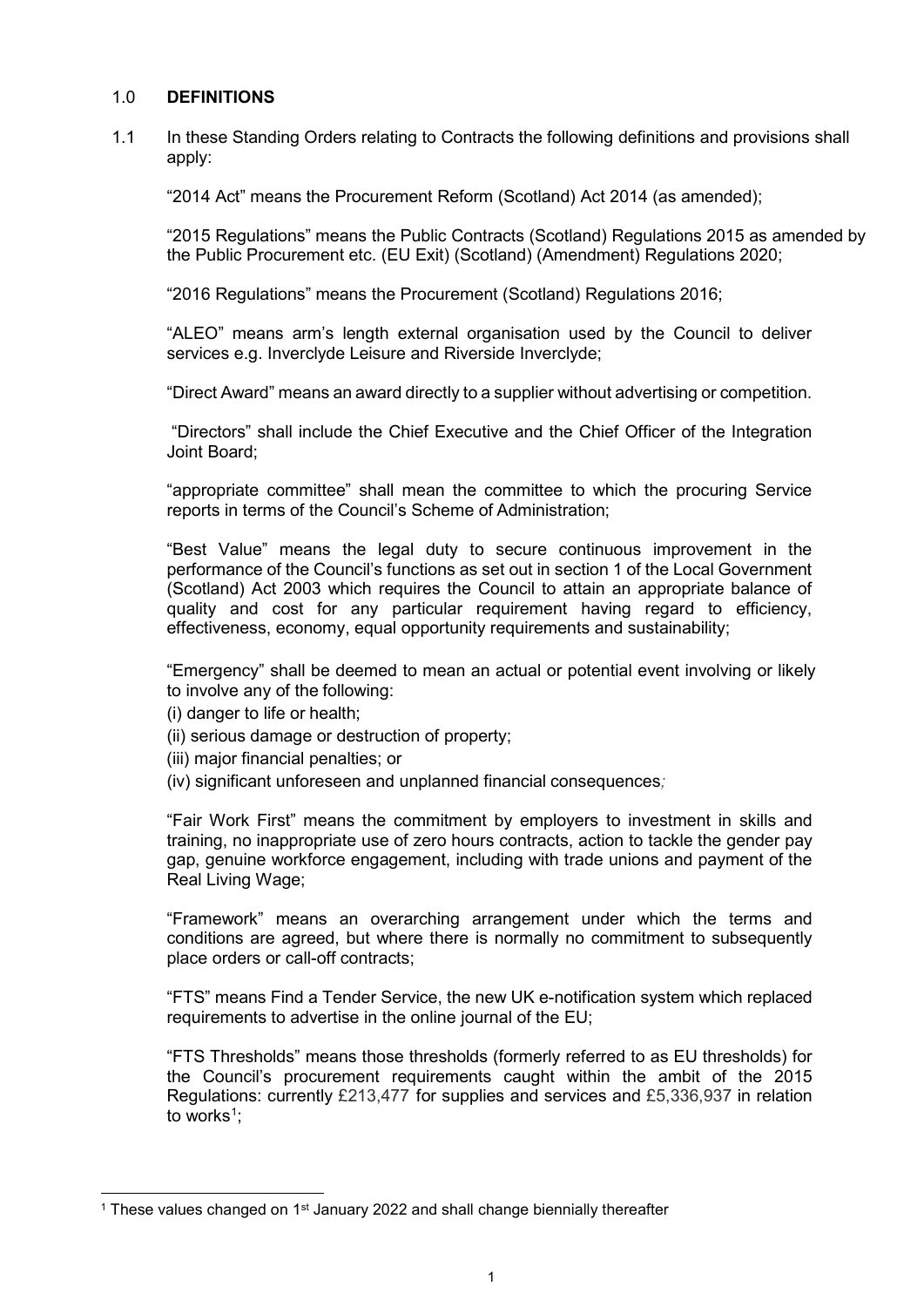## 1.0 DEFINITIONS

1.1 In these Standing Orders relating to Contracts the following definitions and provisions shall apply:

"2014 Act" means the Procurement Reform (Scotland) Act 2014 (as amended);

"2015 Regulations" means the Public Contracts (Scotland) Regulations 2015 as amended by the Public Procurement etc. (EU Exit) (Scotland) (Amendment) Regulations 2020;

"2016 Regulations" means the Procurement (Scotland) Regulations 2016;

"ALEO" means arm's length external organisation used by the Council to deliver services e.g. Inverclyde Leisure and Riverside Inverclyde;

"Direct Award" means an award directly to a supplier without advertising or competition.

"Directors" shall include the Chief Executive and the Chief Officer of the Integration Joint Board;

"appropriate committee" shall mean the committee to which the procuring Service reports in terms of the Council's Scheme of Administration;

"Best Value" means the legal duty to secure continuous improvement in the performance of the Council's functions as set out in section 1 of the Local Government (Scotland) Act 2003 which requires the Council to attain an appropriate balance of quality and cost for any particular requirement having regard to efficiency, effectiveness, economy, equal opportunity requirements and sustainability;

"Emergency" shall be deemed to mean an actual or potential event involving or likely to involve any of the following:

(i) danger to life or health;
(ii) serious damage or destruction of property;
(iii) major financial penalties; or
(iv) significant unforeseen and unplanned financial consequences;

"Fair Work First" means the commitment by employers to investment in skills and training, no inappropriate use of zero hours contracts, action to tackle the gender pay gap, genuine workforce engagement, including with trade unions and payment of the Real Living Wage;

"Framework" means an overarching arrangement under which the terms and conditions are agreed, but where there is normally no commitment to subsequently place orders or call-off contracts;

"FTS" means Find a Tender Service, the new UK e-notification system which replaced requirements to advertise in the online journal of the EU;

"FTS Thresholds" means those thresholds (formerly referred to as EU thresholds) for the Council's procurement requirements caught within the ambit of the 2015 Regulations: currently £213,477 for supplies and services and £5,336,937 in relation to works[1];

[1] These values changed on 1st January 2022 and shall change biennially thereafter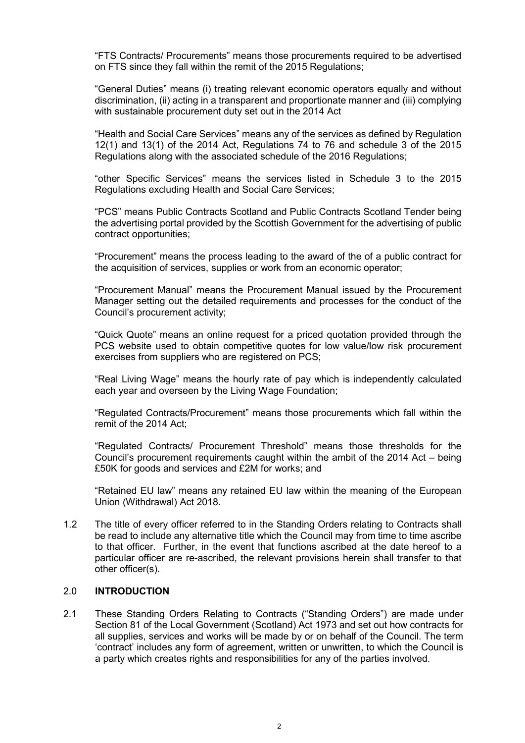"FTS Contracts/ Procurements" means those procurements required to be advertised on FTS since they fall within the remit of the 2015 Regulations;

"General Duties" means (i) treating relevant economic operators equally and without discrimination, (ii) acting in a transparent and proportionate manner and (iii) complying with sustainable procurement duty set out in the 2014 Act

"Health and Social Care Services" means any of the services as defined by Regulation 12(1) and 13(1) of the 2014 Act, Regulations 74 to 76 and schedule 3 of the 2015 Regulations along with the associated schedule of the 2016 Regulations;

"other Specific Services" means the services listed in Schedule 3 to the 2015 Regulations excluding Health and Social Care Services;

"PCS" means Public Contracts Scotland and Public Contracts Scotland Tender being the advertising portal provided by the Scottish Government for the advertising of public contract opportunities;

"Procurement" means the process leading to the award of the of a public contract for the acquisition of services, supplies or work from an economic operator;

"Procurement Manual" means the Procurement Manual issued by the Procurement Manager setting out the detailed requirements and processes for the conduct of the Council's procurement activity;

"Quick Quote" means an online request for a priced quotation provided through the PCS website used to obtain competitive quotes for low value/low risk procurement exercises from suppliers who are registered on PCS;

"Real Living Wage" means the hourly rate of pay which is independently calculated each year and overseen by the Living Wage Foundation;

"Regulated Contracts/Procurement" means those procurements which fall within the remit of the 2014 Act;

"Regulated Contracts/ Procurement Threshold" means those thresholds for the Council's procurement requirements caught within the ambit of the 2014 Act – being £50K for goods and services and £2M for works; and

"Retained EU law" means any retained EU law within the meaning of the European Union (Withdrawal) Act 2018.

1.2 The title of every officer referred to in the Standing Orders relating to Contracts shall be read to include any alternative title which the Council may from time to time ascribe to that officer. Further, in the event that functions ascribed at the date hereof to a particular officer are re-ascribed, the relevant provisions herein shall transfer to that other officer(s).

## 2.0 INTRODUCTION

2.1 These Standing Orders Relating to Contracts ("Standing Orders") are made under Section 81 of the Local Government (Scotland) Act 1973 and set out how contracts for all supplies, services and works will be made by or on behalf of the Council. The term 'contract' includes any form of agreement, written or unwritten, to which the Council is a party which creates rights and responsibilities for any of the parties involved.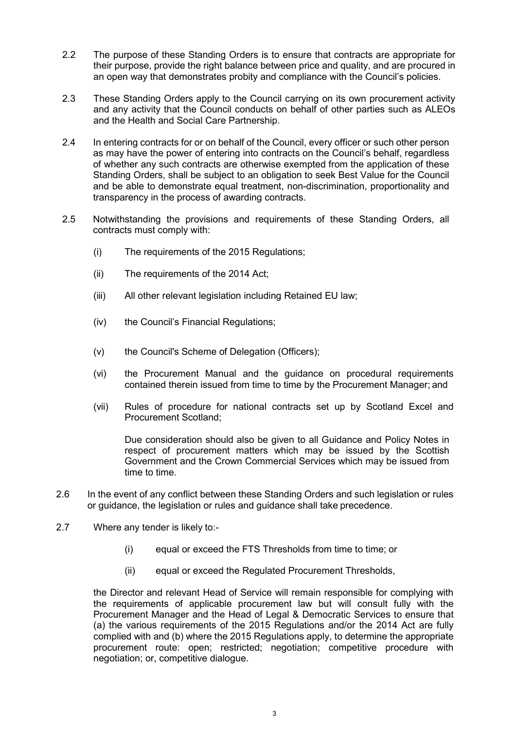2.2 The purpose of these Standing Orders is to ensure that contracts are appropriate for their purpose, provide the right balance between price and quality, and are procured in an open way that demonstrates probity and compliance with the Council's policies.

2.3 These Standing Orders apply to the Council carrying on its own procurement activity and any activity that the Council conducts on behalf of other parties such as ALEOs and the Health and Social Care Partnership.

2.4 In entering contracts for or on behalf of the Council, every officer or such other person as may have the power of entering into contracts on the Council's behalf, regardless of whether any such contracts are otherwise exempted from the application of these Standing Orders, shall be subject to an obligation to seek Best Value for the Council and be able to demonstrate equal treatment, non-discrimination, proportionality and transparency in the process of awarding contracts.

2.5 Notwithstanding the provisions and requirements of these Standing Orders, all contracts must comply with:

(i) The requirements of the 2015 Regulations;

(ii) The requirements of the 2014 Act;

(iii) All other relevant legislation including Retained EU law;

(iv) the Council's Financial Regulations;

(v) the Council's Scheme of Delegation (Officers);

(vi) the Procurement Manual and the guidance on procedural requirements contained therein issued from time to time by the Procurement Manager; and

(vii) Rules of procedure for national contracts set up by Scotland Excel and Procurement Scotland;

Due consideration should also be given to all Guidance and Policy Notes in respect of procurement matters which may be issued by the Scottish Government and the Crown Commercial Services which may be issued from time to time.

2.6 In the event of any conflict between these Standing Orders and such legislation or rules or guidance, the legislation or rules and guidance shall take precedence.

2.7 Where any tender is likely to:-

(i) equal or exceed the FTS Thresholds from time to time; or

(ii) equal or exceed the Regulated Procurement Thresholds,

the Director and relevant Head of Service will remain responsible for complying with the requirements of applicable procurement law but will consult fully with the Procurement Manager and the Head of Legal & Democratic Services to ensure that (a) the various requirements of the 2015 Regulations and/or the 2014 Act are fully complied with and (b) where the 2015 Regulations apply, to determine the appropriate procurement route: open; restricted; negotiation; competitive procedure with negotiation; or, competitive dialogue.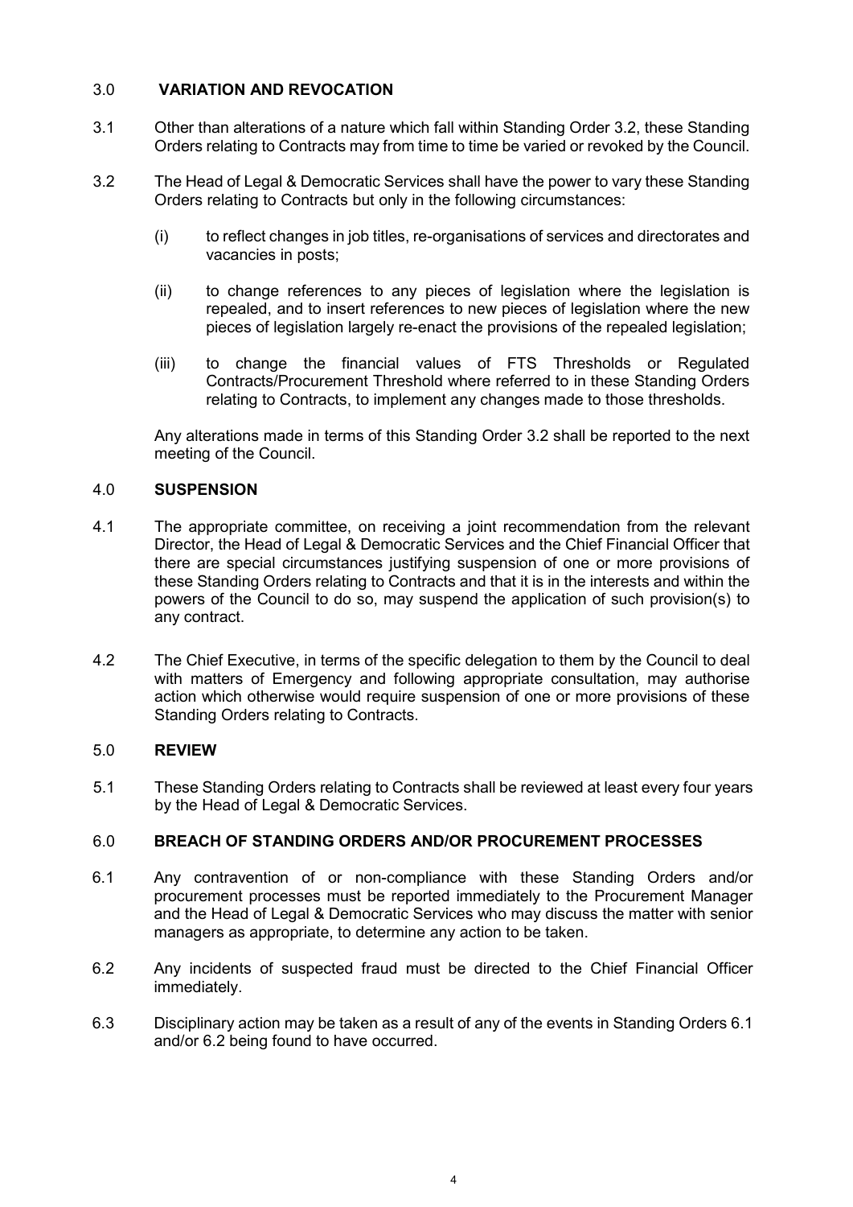## 3.0 VARIATION AND REVOCATION

3.1 Other than alterations of a nature which fall within Standing Order 3.2, these Standing Orders relating to Contracts may from time to time be varied or revoked by the Council.

3.2 The Head of Legal & Democratic Services shall have the power to vary these Standing Orders relating to Contracts but only in the following circumstances:

(i) to reflect changes in job titles, re-organisations of services and directorates and vacancies in posts;

(ii) to change references to any pieces of legislation where the legislation is repealed, and to insert references to new pieces of legislation where the new pieces of legislation largely re-enact the provisions of the repealed legislation;

(iii) to change the financial values of FTS Thresholds or Regulated Contracts/Procurement Threshold where referred to in these Standing Orders relating to Contracts, to implement any changes made to those thresholds.

Any alterations made in terms of this Standing Order 3.2 shall be reported to the next meeting of the Council.

## 4.0 SUSPENSION

4.1 The appropriate committee, on receiving a joint recommendation from the relevant Director, the Head of Legal & Democratic Services and the Chief Financial Officer that there are special circumstances justifying suspension of one or more provisions of these Standing Orders relating to Contracts and that it is in the interests and within the powers of the Council to do so, may suspend the application of such provision(s) to any contract.

4.2 The Chief Executive, in terms of the specific delegation to them by the Council to deal with matters of Emergency and following appropriate consultation, may authorise action which otherwise would require suspension of one or more provisions of these Standing Orders relating to Contracts.

## 5.0 REVIEW

5.1 These Standing Orders relating to Contracts shall be reviewed at least every four years by the Head of Legal & Democratic Services.

## 6.0 BREACH OF STANDING ORDERS AND/OR PROCUREMENT PROCESSES

6.1 Any contravention of or non-compliance with these Standing Orders and/or procurement processes must be reported immediately to the Procurement Manager and the Head of Legal & Democratic Services who may discuss the matter with senior managers as appropriate, to determine any action to be taken.

6.2 Any incidents of suspected fraud must be directed to the Chief Financial Officer immediately.

6.3 Disciplinary action may be taken as a result of any of the events in Standing Orders 6.1 and/or 6.2 being found to have occurred.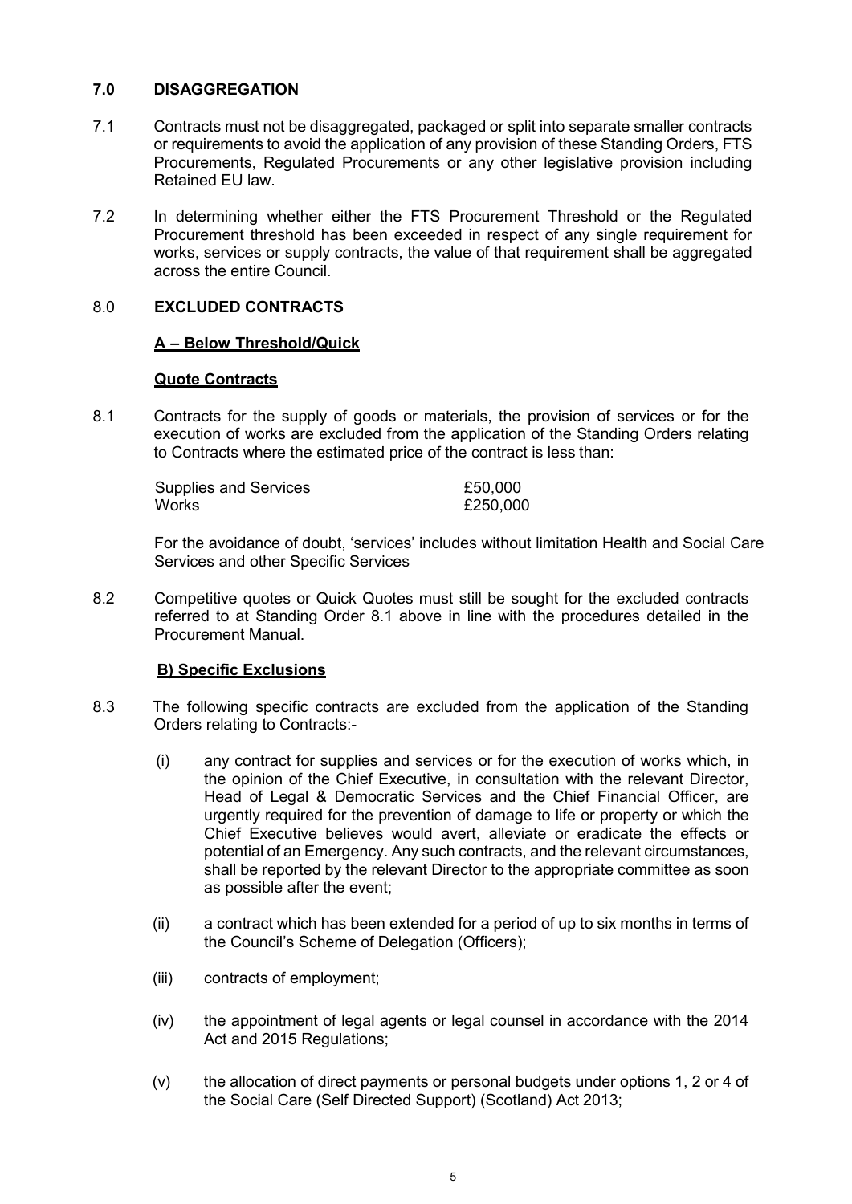## 7.0 DISAGGREGATION

7.1 Contracts must not be disaggregated, packaged or split into separate smaller contracts or requirements to avoid the application of any provision of these Standing Orders, FTS Procurements, Regulated Procurements or any other legislative provision including Retained EU law.

7.2 In determining whether either the FTS Procurement Threshold or the Regulated Procurement threshold has been exceeded in respect of any single requirement for works, services or supply contracts, the value of that requirement shall be aggregated across the entire Council.

## 8.0 EXCLUDED CONTRACTS

### A – Below Threshold/Quick

### Quote Contracts

8.1 Contracts for the supply of goods or materials, the provision of services or for the execution of works are excluded from the application of the Standing Orders relating to Contracts where the estimated price of the contract is less than:

| | |
|---|---|
| Supplies and Services | £50,000 |
| Works | £250,000 |

For the avoidance of doubt, 'services' includes without limitation Health and Social Care Services and other Specific Services

8.2 Competitive quotes or Quick Quotes must still be sought for the excluded contracts referred to at Standing Order 8.1 above in line with the procedures detailed in the Procurement Manual.

### B) Specific Exclusions

8.3 The following specific contracts are excluded from the application of the Standing Orders relating to Contracts:-

(i) any contract for supplies and services or for the execution of works which, in the opinion of the Chief Executive, in consultation with the relevant Director, Head of Legal & Democratic Services and the Chief Financial Officer, are urgently required for the prevention of damage to life or property or which the Chief Executive believes would avert, alleviate or eradicate the effects or potential of an Emergency. Any such contracts, and the relevant circumstances, shall be reported by the relevant Director to the appropriate committee as soon as possible after the event;

(ii) a contract which has been extended for a period of up to six months in terms of the Council's Scheme of Delegation (Officers);

(iii) contracts of employment;

(iv) the appointment of legal agents or legal counsel in accordance with the 2014 Act and 2015 Regulations;

(v) the allocation of direct payments or personal budgets under options 1, 2 or 4 of the Social Care (Self Directed Support) (Scotland) Act 2013;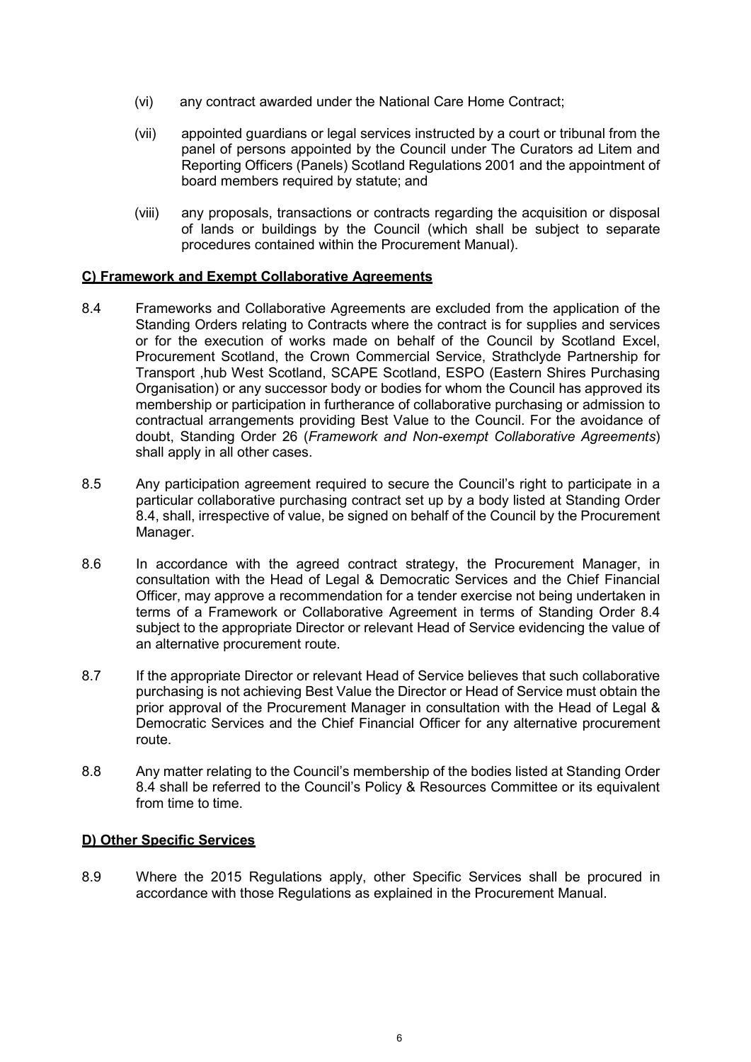(vi) any contract awarded under the National Care Home Contract;

(vii) appointed guardians or legal services instructed by a court or tribunal from the panel of persons appointed by the Council under The Curators ad Litem and Reporting Officers (Panels) Scotland Regulations 2001 and the appointment of board members required by statute; and

(viii) any proposals, transactions or contracts regarding the acquisition or disposal of lands or buildings by the Council (which shall be subject to separate procedures contained within the Procurement Manual).

**C) Framework and Exempt Collaborative Agreements**

8.4 Frameworks and Collaborative Agreements are excluded from the application of the Standing Orders relating to Contracts where the contract is for supplies and services or for the execution of works made on behalf of the Council by Scotland Excel, Procurement Scotland, the Crown Commercial Service, Strathclyde Partnership for Transport ,hub West Scotland, SCAPE Scotland, ESPO (Eastern Shires Purchasing Organisation) or any successor body or bodies for whom the Council has approved its membership or participation in furtherance of collaborative purchasing or admission to contractual arrangements providing Best Value to the Council. For the avoidance of doubt, Standing Order 26 (*Framework and Non-exempt Collaborative Agreements*) shall apply in all other cases.

8.5 Any participation agreement required to secure the Council's right to participate in a particular collaborative purchasing contract set up by a body listed at Standing Order 8.4, shall, irrespective of value, be signed on behalf of the Council by the Procurement Manager.

8.6 In accordance with the agreed contract strategy, the Procurement Manager, in consultation with the Head of Legal & Democratic Services and the Chief Financial Officer, may approve a recommendation for a tender exercise not being undertaken in terms of a Framework or Collaborative Agreement in terms of Standing Order 8.4 subject to the appropriate Director or relevant Head of Service evidencing the value of an alternative procurement route.

8.7 If the appropriate Director or relevant Head of Service believes that such collaborative purchasing is not achieving Best Value the Director or Head of Service must obtain the prior approval of the Procurement Manager in consultation with the Head of Legal & Democratic Services and the Chief Financial Officer for any alternative procurement route.

8.8 Any matter relating to the Council's membership of the bodies listed at Standing Order 8.4 shall be referred to the Council's Policy & Resources Committee or its equivalent from time to time.

**D) Other Specific Services**

8.9 Where the 2015 Regulations apply, other Specific Services shall be procured in accordance with those Regulations as explained in the Procurement Manual.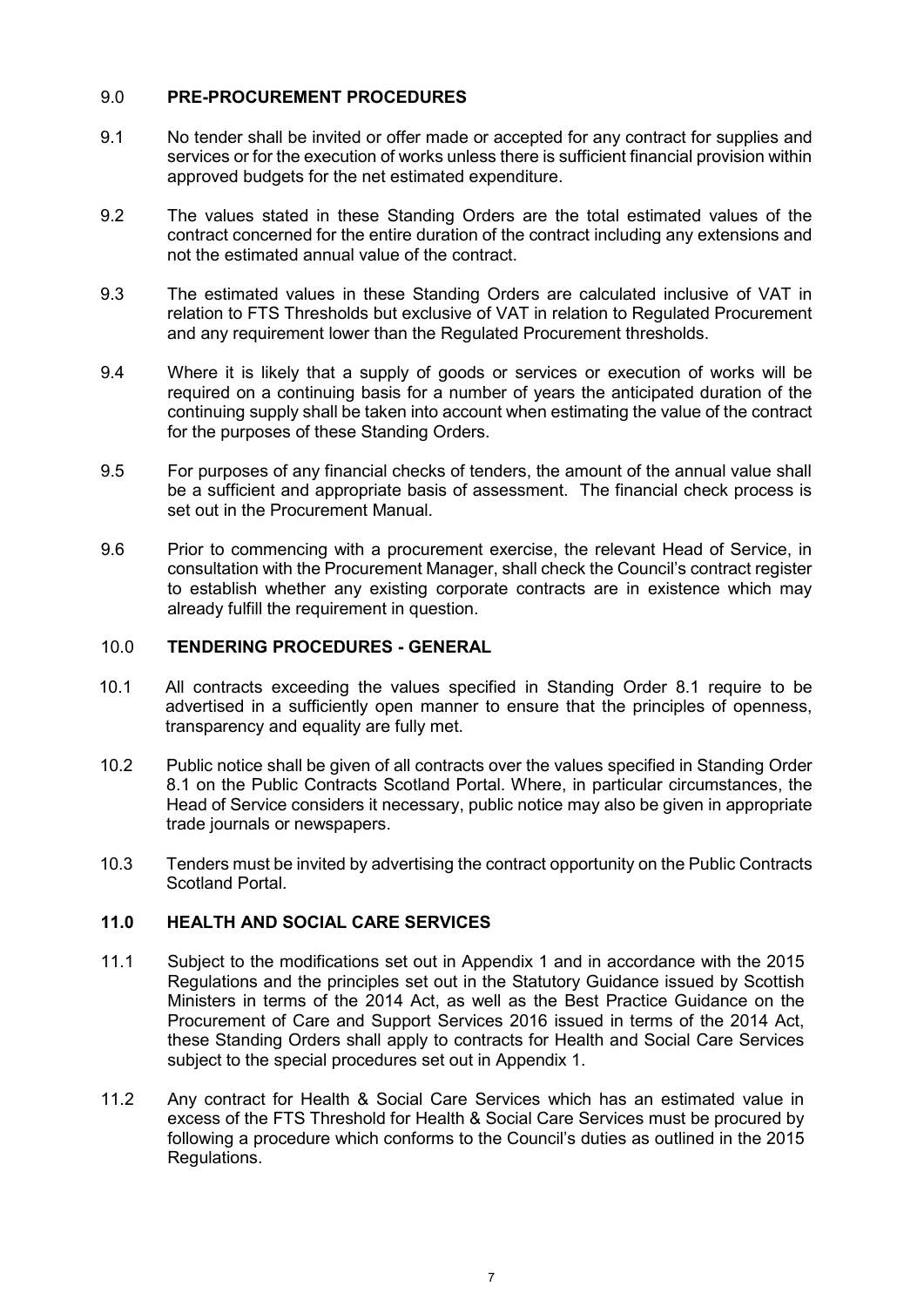## 9.0 PRE-PROCUREMENT PROCEDURES

9.1 No tender shall be invited or offer made or accepted for any contract for supplies and services or for the execution of works unless there is sufficient financial provision within approved budgets for the net estimated expenditure.

9.2 The values stated in these Standing Orders are the total estimated values of the contract concerned for the entire duration of the contract including any extensions and not the estimated annual value of the contract.

9.3 The estimated values in these Standing Orders are calculated inclusive of VAT in relation to FTS Thresholds but exclusive of VAT in relation to Regulated Procurement and any requirement lower than the Regulated Procurement thresholds.

9.4 Where it is likely that a supply of goods or services or execution of works will be required on a continuing basis for a number of years the anticipated duration of the continuing supply shall be taken into account when estimating the value of the contract for the purposes of these Standing Orders.

9.5 For purposes of any financial checks of tenders, the amount of the annual value shall be a sufficient and appropriate basis of assessment. The financial check process is set out in the Procurement Manual.

9.6 Prior to commencing with a procurement exercise, the relevant Head of Service, in consultation with the Procurement Manager, shall check the Council's contract register to establish whether any existing corporate contracts are in existence which may already fulfill the requirement in question.

## 10.0 TENDERING PROCEDURES - GENERAL

10.1 All contracts exceeding the values specified in Standing Order 8.1 require to be advertised in a sufficiently open manner to ensure that the principles of openness, transparency and equality are fully met.

10.2 Public notice shall be given of all contracts over the values specified in Standing Order 8.1 on the Public Contracts Scotland Portal. Where, in particular circumstances, the Head of Service considers it necessary, public notice may also be given in appropriate trade journals or newspapers.

10.3 Tenders must be invited by advertising the contract opportunity on the Public Contracts Scotland Portal.

## 11.0 HEALTH AND SOCIAL CARE SERVICES

11.1 Subject to the modifications set out in Appendix 1 and in accordance with the 2015 Regulations and the principles set out in the Statutory Guidance issued by Scottish Ministers in terms of the 2014 Act, as well as the Best Practice Guidance on the Procurement of Care and Support Services 2016 issued in terms of the 2014 Act, these Standing Orders shall apply to contracts for Health and Social Care Services subject to the special procedures set out in Appendix 1.

11.2 Any contract for Health & Social Care Services which has an estimated value in excess of the FTS Threshold for Health & Social Care Services must be procured by following a procedure which conforms to the Council's duties as outlined in the 2015 Regulations.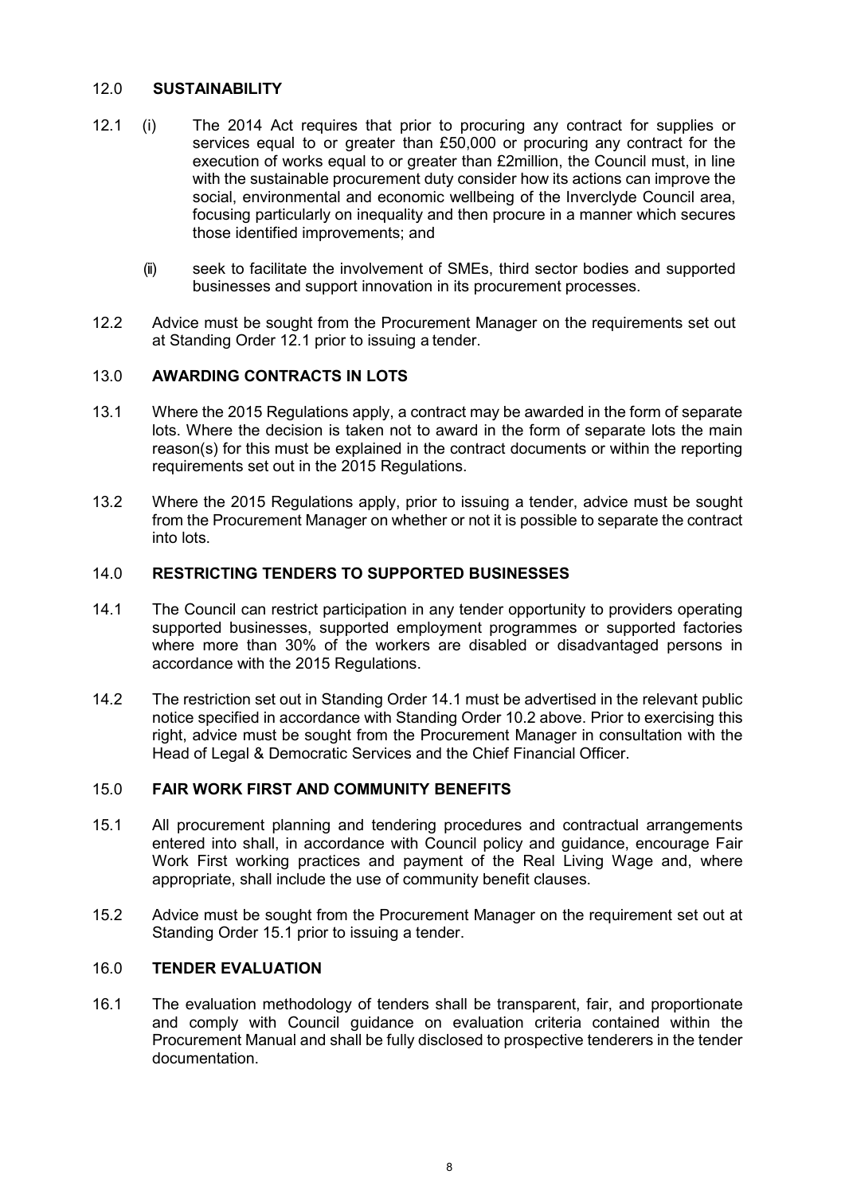## 12.0 SUSTAINABILITY

12.1 (i) The 2014 Act requires that prior to procuring any contract for supplies or services equal to or greater than £50,000 or procuring any contract for the execution of works equal to or greater than £2million, the Council must, in line with the sustainable procurement duty consider how its actions can improve the social, environmental and economic wellbeing of the Inverclyde Council area, focusing particularly on inequality and then procure in a manner which secures those identified improvements; and

(ii) seek to facilitate the involvement of SMEs, third sector bodies and supported businesses and support innovation in its procurement processes.

12.2 Advice must be sought from the Procurement Manager on the requirements set out at Standing Order 12.1 prior to issuing a tender.

## 13.0 AWARDING CONTRACTS IN LOTS

13.1 Where the 2015 Regulations apply, a contract may be awarded in the form of separate lots. Where the decision is taken not to award in the form of separate lots the main reason(s) for this must be explained in the contract documents or within the reporting requirements set out in the 2015 Regulations.

13.2 Where the 2015 Regulations apply, prior to issuing a tender, advice must be sought from the Procurement Manager on whether or not it is possible to separate the contract into lots.

## 14.0 RESTRICTING TENDERS TO SUPPORTED BUSINESSES

14.1 The Council can restrict participation in any tender opportunity to providers operating supported businesses, supported employment programmes or supported factories where more than 30% of the workers are disabled or disadvantaged persons in accordance with the 2015 Regulations.

14.2 The restriction set out in Standing Order 14.1 must be advertised in the relevant public notice specified in accordance with Standing Order 10.2 above. Prior to exercising this right, advice must be sought from the Procurement Manager in consultation with the Head of Legal & Democratic Services and the Chief Financial Officer.

## 15.0 FAIR WORK FIRST AND COMMUNITY BENEFITS

15.1 All procurement planning and tendering procedures and contractual arrangements entered into shall, in accordance with Council policy and guidance, encourage Fair Work First working practices and payment of the Real Living Wage and, where appropriate, shall include the use of community benefit clauses.

15.2 Advice must be sought from the Procurement Manager on the requirement set out at Standing Order 15.1 prior to issuing a tender.

## 16.0 TENDER EVALUATION

16.1 The evaluation methodology of tenders shall be transparent, fair, and proportionate and comply with Council guidance on evaluation criteria contained within the Procurement Manual and shall be fully disclosed to prospective tenderers in the tender documentation.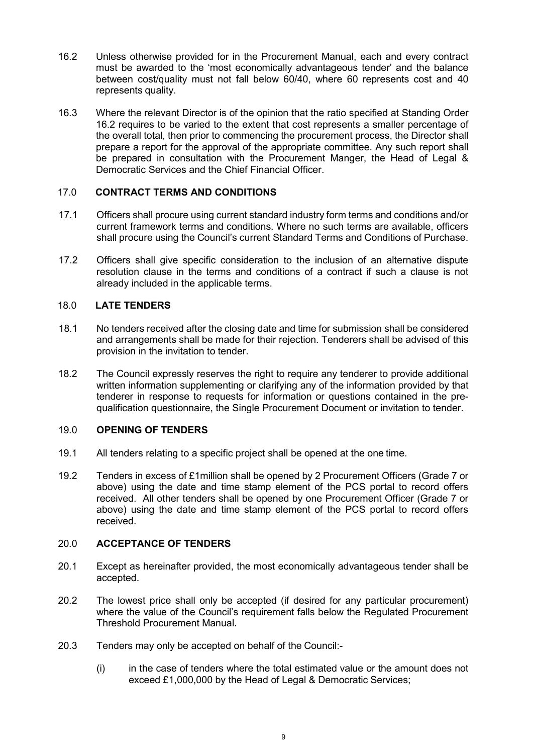16.2 Unless otherwise provided for in the Procurement Manual, each and every contract must be awarded to the 'most economically advantageous tender' and the balance between cost/quality must not fall below 60/40, where 60 represents cost and 40 represents quality.

16.3 Where the relevant Director is of the opinion that the ratio specified at Standing Order 16.2 requires to be varied to the extent that cost represents a smaller percentage of the overall total, then prior to commencing the procurement process, the Director shall prepare a report for the approval of the appropriate committee. Any such report shall be prepared in consultation with the Procurement Manger, the Head of Legal & Democratic Services and the Chief Financial Officer.

## 17.0 CONTRACT TERMS AND CONDITIONS

17.1 Officers shall procure using current standard industry form terms and conditions and/or current framework terms and conditions. Where no such terms are available, officers shall procure using the Council's current Standard Terms and Conditions of Purchase.

17.2 Officers shall give specific consideration to the inclusion of an alternative dispute resolution clause in the terms and conditions of a contract if such a clause is not already included in the applicable terms.

## 18.0 LATE TENDERS

18.1 No tenders received after the closing date and time for submission shall be considered and arrangements shall be made for their rejection. Tenderers shall be advised of this provision in the invitation to tender.

18.2 The Council expressly reserves the right to require any tenderer to provide additional written information supplementing or clarifying any of the information provided by that tenderer in response to requests for information or questions contained in the pre-qualification questionnaire, the Single Procurement Document or invitation to tender.

## 19.0 OPENING OF TENDERS

19.1 All tenders relating to a specific project shall be opened at the one time.

19.2 Tenders in excess of £1million shall be opened by 2 Procurement Officers (Grade 7 or above) using the date and time stamp element of the PCS portal to record offers received. All other tenders shall be opened by one Procurement Officer (Grade 7 or above) using the date and time stamp element of the PCS portal to record offers received.

## 20.0 ACCEPTANCE OF TENDERS

20.1 Except as hereinafter provided, the most economically advantageous tender shall be accepted.

20.2 The lowest price shall only be accepted (if desired for any particular procurement) where the value of the Council's requirement falls below the Regulated Procurement Threshold Procurement Manual.

20.3 Tenders may only be accepted on behalf of the Council:-

(i) in the case of tenders where the total estimated value or the amount does not exceed £1,000,000 by the Head of Legal & Democratic Services;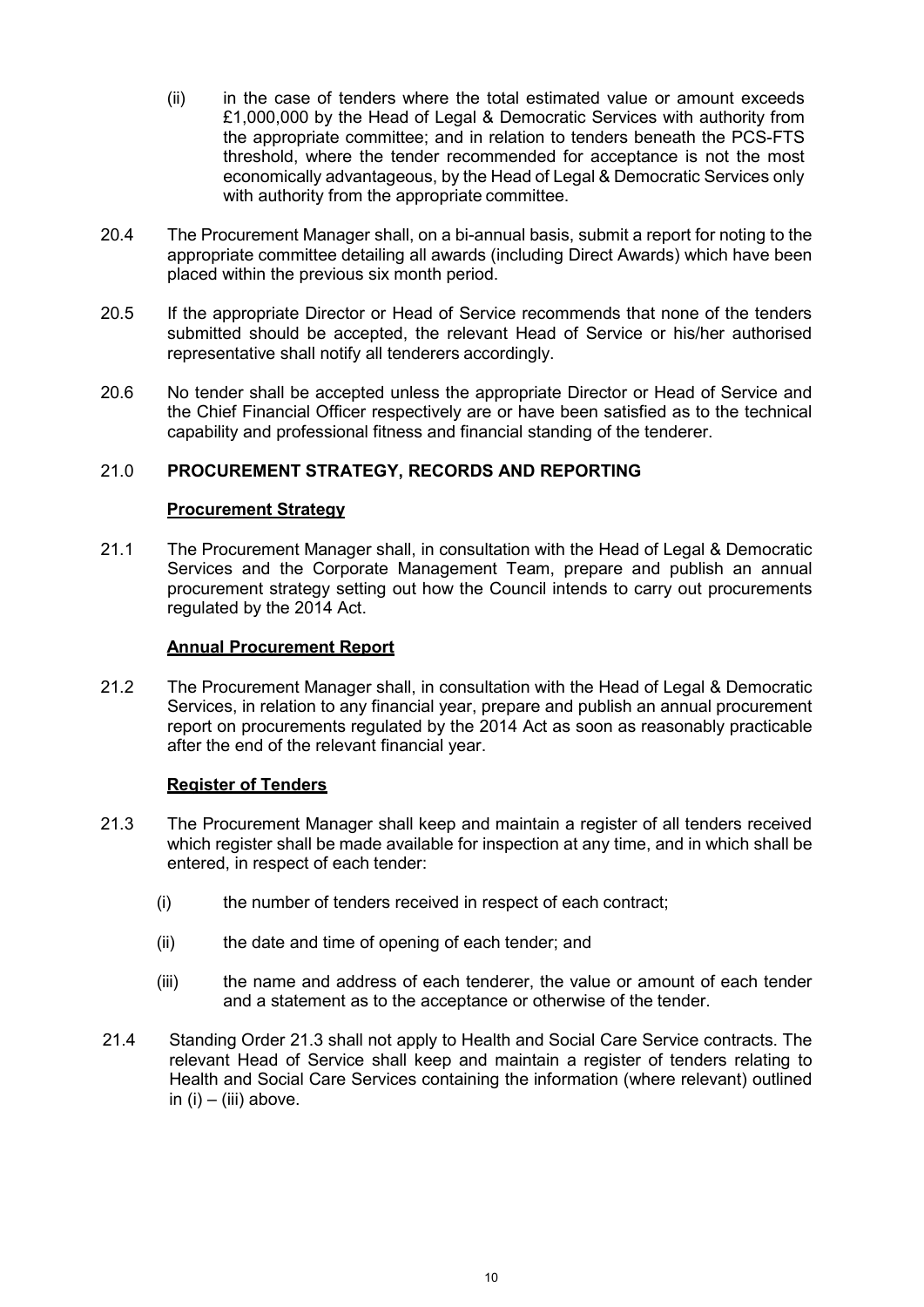(ii) in the case of tenders where the total estimated value or amount exceeds £1,000,000 by the Head of Legal & Democratic Services with authority from the appropriate committee; and in relation to tenders beneath the PCS-FTS threshold, where the tender recommended for acceptance is not the most economically advantageous, by the Head of Legal & Democratic Services only with authority from the appropriate committee.

20.4 The Procurement Manager shall, on a bi-annual basis, submit a report for noting to the appropriate committee detailing all awards (including Direct Awards) which have been placed within the previous six month period.

20.5 If the appropriate Director or Head of Service recommends that none of the tenders submitted should be accepted, the relevant Head of Service or his/her authorised representative shall notify all tenderers accordingly.

20.6 No tender shall be accepted unless the appropriate Director or Head of Service and the Chief Financial Officer respectively are or have been satisfied as to the technical capability and professional fitness and financial standing of the tenderer.

## 21.0 PROCUREMENT STRATEGY, RECORDS AND REPORTING

**Procurement Strategy**

21.1 The Procurement Manager shall, in consultation with the Head of Legal & Democratic Services and the Corporate Management Team, prepare and publish an annual procurement strategy setting out how the Council intends to carry out procurements regulated by the 2014 Act.

**Annual Procurement Report**

21.2 The Procurement Manager shall, in consultation with the Head of Legal & Democratic Services, in relation to any financial year, prepare and publish an annual procurement report on procurements regulated by the 2014 Act as soon as reasonably practicable after the end of the relevant financial year.

**Register of Tenders**

21.3 The Procurement Manager shall keep and maintain a register of all tenders received which register shall be made available for inspection at any time, and in which shall be entered, in respect of each tender:

(i) the number of tenders received in respect of each contract;

(ii) the date and time of opening of each tender; and

(iii) the name and address of each tenderer, the value or amount of each tender and a statement as to the acceptance or otherwise of the tender.

21.4 Standing Order 21.3 shall not apply to Health and Social Care Service contracts. The relevant Head of Service shall keep and maintain a register of tenders relating to Health and Social Care Services containing the information (where relevant) outlined in (i) – (iii) above.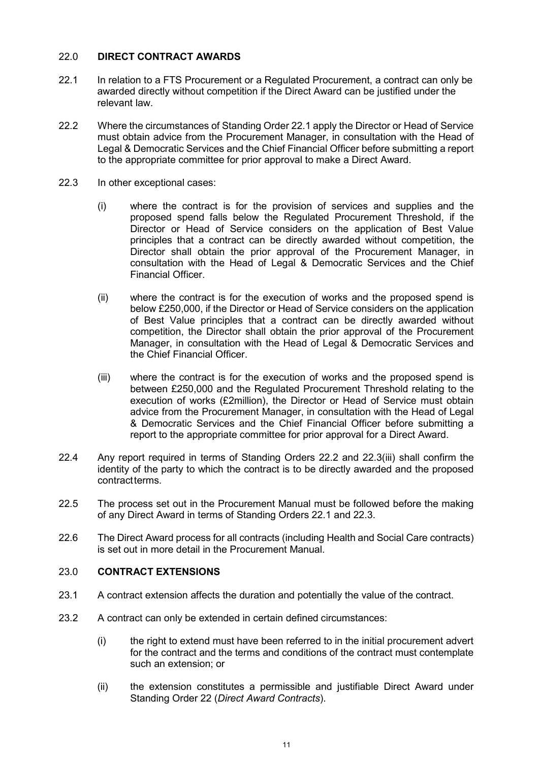## 22.0 DIRECT CONTRACT AWARDS

22.1 In relation to a FTS Procurement or a Regulated Procurement, a contract can only be awarded directly without competition if the Direct Award can be justified under the relevant law.

22.2 Where the circumstances of Standing Order 22.1 apply the Director or Head of Service must obtain advice from the Procurement Manager, in consultation with the Head of Legal & Democratic Services and the Chief Financial Officer before submitting a report to the appropriate committee for prior approval to make a Direct Award.

22.3 In other exceptional cases:

(i) where the contract is for the provision of services and supplies and the proposed spend falls below the Regulated Procurement Threshold, if the Director or Head of Service considers on the application of Best Value principles that a contract can be directly awarded without competition, the Director shall obtain the prior approval of the Procurement Manager, in consultation with the Head of Legal & Democratic Services and the Chief Financial Officer.

(ii) where the contract is for the execution of works and the proposed spend is below £250,000, if the Director or Head of Service considers on the application of Best Value principles that a contract can be directly awarded without competition, the Director shall obtain the prior approval of the Procurement Manager, in consultation with the Head of Legal & Democratic Services and the Chief Financial Officer.

(iii) where the contract is for the execution of works and the proposed spend is between £250,000 and the Regulated Procurement Threshold relating to the execution of works (£2million), the Director or Head of Service must obtain advice from the Procurement Manager, in consultation with the Head of Legal & Democratic Services and the Chief Financial Officer before submitting a report to the appropriate committee for prior approval for a Direct Award.

22.4 Any report required in terms of Standing Orders 22.2 and 22.3(iii) shall confirm the identity of the party to which the contract is to be directly awarded and the proposed contractterms.

22.5 The process set out in the Procurement Manual must be followed before the making of any Direct Award in terms of Standing Orders 22.1 and 22.3.

22.6 The Direct Award process for all contracts (including Health and Social Care contracts) is set out in more detail in the Procurement Manual.

## 23.0 CONTRACT EXTENSIONS

23.1 A contract extension affects the duration and potentially the value of the contract.

23.2 A contract can only be extended in certain defined circumstances:

(i) the right to extend must have been referred to in the initial procurement advert for the contract and the terms and conditions of the contract must contemplate such an extension; or

(ii) the extension constitutes a permissible and justifiable Direct Award under Standing Order 22 (*Direct Award Contracts*).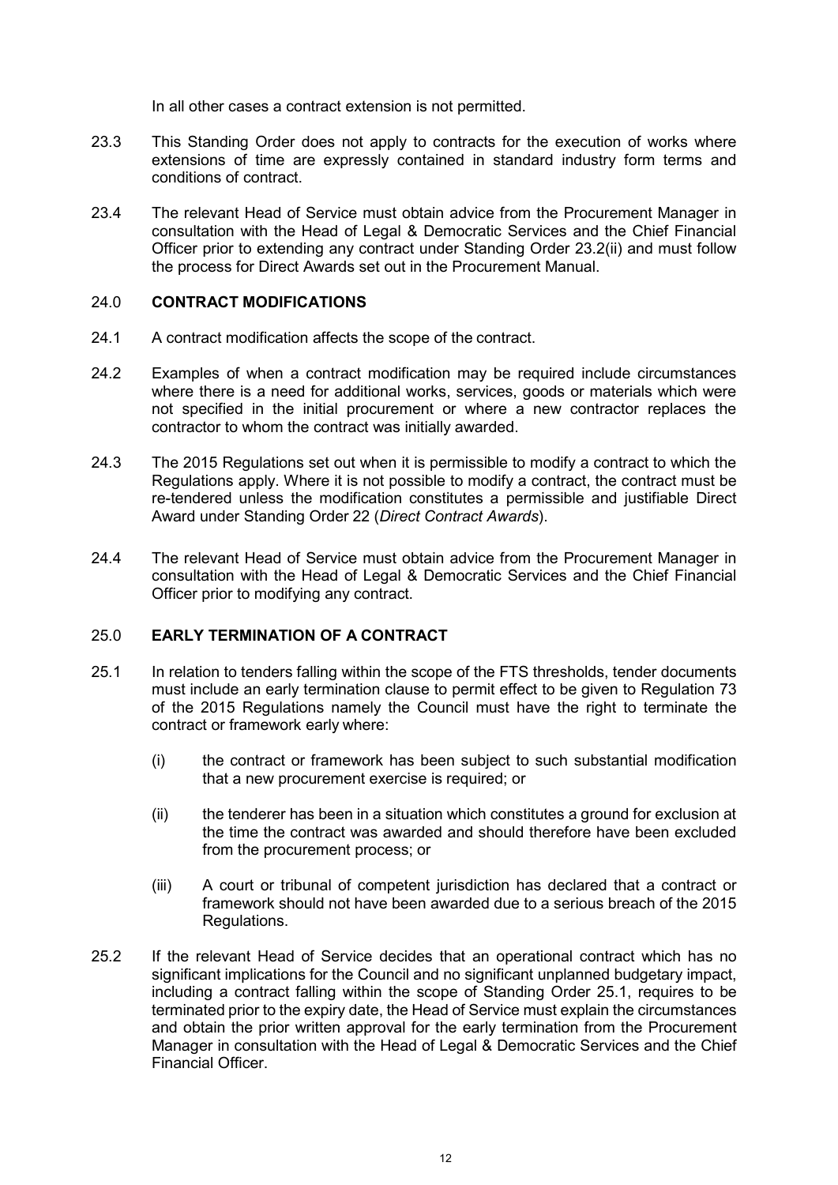In all other cases a contract extension is not permitted.

23.3 This Standing Order does not apply to contracts for the execution of works where extensions of time are expressly contained in standard industry form terms and conditions of contract.

23.4 The relevant Head of Service must obtain advice from the Procurement Manager in consultation with the Head of Legal & Democratic Services and the Chief Financial Officer prior to extending any contract under Standing Order 23.2(ii) and must follow the process for Direct Awards set out in the Procurement Manual.

## 24.0 CONTRACT MODIFICATIONS

24.1 A contract modification affects the scope of the contract.

24.2 Examples of when a contract modification may be required include circumstances where there is a need for additional works, services, goods or materials which were not specified in the initial procurement or where a new contractor replaces the contractor to whom the contract was initially awarded.

24.3 The 2015 Regulations set out when it is permissible to modify a contract to which the Regulations apply. Where it is not possible to modify a contract, the contract must be re-tendered unless the modification constitutes a permissible and justifiable Direct Award under Standing Order 22 (*Direct Contract Awards*).

24.4 The relevant Head of Service must obtain advice from the Procurement Manager in consultation with the Head of Legal & Democratic Services and the Chief Financial Officer prior to modifying any contract.

## 25.0 EARLY TERMINATION OF A CONTRACT

25.1 In relation to tenders falling within the scope of the FTS thresholds, tender documents must include an early termination clause to permit effect to be given to Regulation 73 of the 2015 Regulations namely the Council must have the right to terminate the contract or framework early where:

(i) the contract or framework has been subject to such substantial modification that a new procurement exercise is required; or

(ii) the tenderer has been in a situation which constitutes a ground for exclusion at the time the contract was awarded and should therefore have been excluded from the procurement process; or

(iii) A court or tribunal of competent jurisdiction has declared that a contract or framework should not have been awarded due to a serious breach of the 2015 Regulations.

25.2 If the relevant Head of Service decides that an operational contract which has no significant implications for the Council and no significant unplanned budgetary impact, including a contract falling within the scope of Standing Order 25.1, requires to be terminated prior to the expiry date, the Head of Service must explain the circumstances and obtain the prior written approval for the early termination from the Procurement Manager in consultation with the Head of Legal & Democratic Services and the Chief Financial Officer.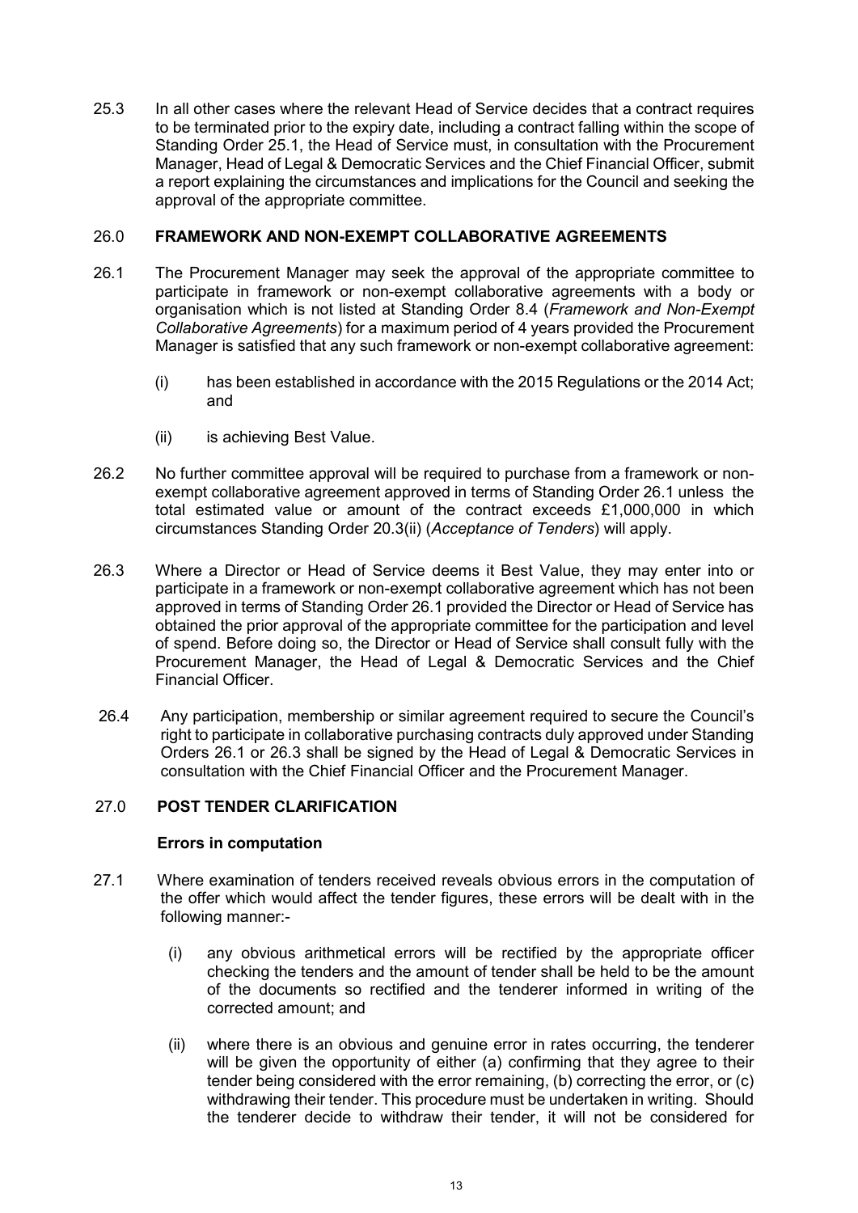25.3 In all other cases where the relevant Head of Service decides that a contract requires to be terminated prior to the expiry date, including a contract falling within the scope of Standing Order 25.1, the Head of Service must, in consultation with the Procurement Manager, Head of Legal & Democratic Services and the Chief Financial Officer, submit a report explaining the circumstances and implications for the Council and seeking the approval of the appropriate committee.

## 26.0 FRAMEWORK AND NON-EXEMPT COLLABORATIVE AGREEMENTS

26.1 The Procurement Manager may seek the approval of the appropriate committee to participate in framework or non-exempt collaborative agreements with a body or organisation which is not listed at Standing Order 8.4 (*Framework and Non-Exempt Collaborative Agreements*) for a maximum period of 4 years provided the Procurement Manager is satisfied that any such framework or non-exempt collaborative agreement:

- (i) has been established in accordance with the 2015 Regulations or the 2014 Act; and
- (ii) is achieving Best Value.

26.2 No further committee approval will be required to purchase from a framework or non-exempt collaborative agreement approved in terms of Standing Order 26.1 unless the total estimated value or amount of the contract exceeds £1,000,000 in which circumstances Standing Order 20.3(ii) (*Acceptance of Tenders*) will apply.

26.3 Where a Director or Head of Service deems it Best Value, they may enter into or participate in a framework or non-exempt collaborative agreement which has not been approved in terms of Standing Order 26.1 provided the Director or Head of Service has obtained the prior approval of the appropriate committee for the participation and level of spend. Before doing so, the Director or Head of Service shall consult fully with the Procurement Manager, the Head of Legal & Democratic Services and the Chief Financial Officer.

26.4 Any participation, membership or similar agreement required to secure the Council's right to participate in collaborative purchasing contracts duly approved under Standing Orders 26.1 or 26.3 shall be signed by the Head of Legal & Democratic Services in consultation with the Chief Financial Officer and the Procurement Manager.

## 27.0 POST TENDER CLARIFICATION

### Errors in computation

27.1 Where examination of tenders received reveals obvious errors in the computation of the offer which would affect the tender figures, these errors will be dealt with in the following manner:-

- (i) any obvious arithmetical errors will be rectified by the appropriate officer checking the tenders and the amount of tender shall be held to be the amount of the documents so rectified and the tenderer informed in writing of the corrected amount; and
- (ii) where there is an obvious and genuine error in rates occurring, the tenderer will be given the opportunity of either (a) confirming that they agree to their tender being considered with the error remaining, (b) correcting the error, or (c) withdrawing their tender. This procedure must be undertaken in writing. Should the tenderer decide to withdraw their tender, it will not be considered for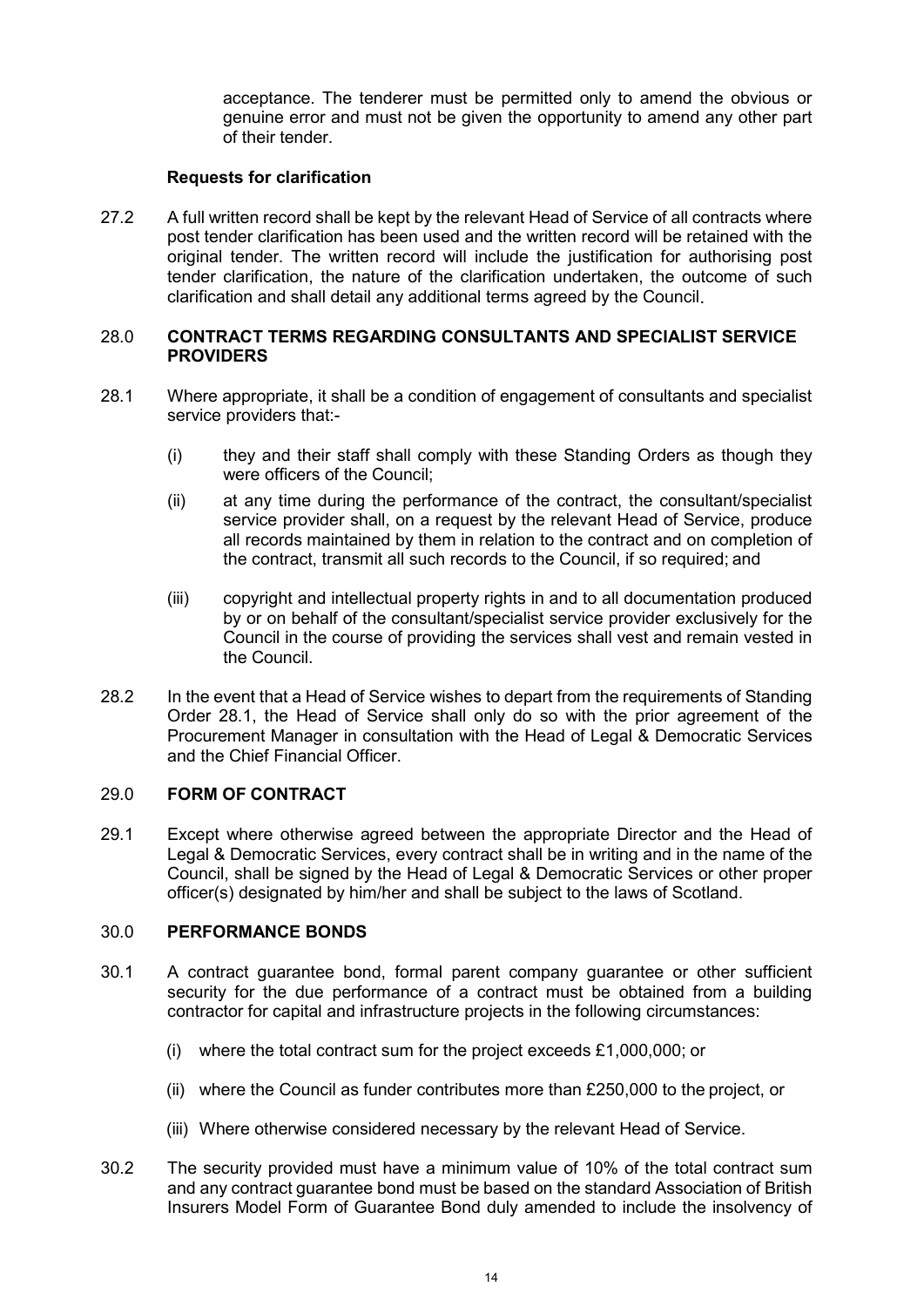acceptance. The tenderer must be permitted only to amend the obvious or genuine error and must not be given the opportunity to amend any other part of their tender.

**Requests for clarification**

27.2 A full written record shall be kept by the relevant Head of Service of all contracts where post tender clarification has been used and the written record will be retained with the original tender. The written record will include the justification for authorising post tender clarification, the nature of the clarification undertaken, the outcome of such clarification and shall detail any additional terms agreed by the Council.

## 28.0 CONTRACT TERMS REGARDING CONSULTANTS AND SPECIALIST SERVICE PROVIDERS

28.1 Where appropriate, it shall be a condition of engagement of consultants and specialist service providers that:-

(i) they and their staff shall comply with these Standing Orders as though they were officers of the Council;

(ii) at any time during the performance of the contract, the consultant/specialist service provider shall, on a request by the relevant Head of Service, produce all records maintained by them in relation to the contract and on completion of the contract, transmit all such records to the Council, if so required; and

(iii) copyright and intellectual property rights in and to all documentation produced by or on behalf of the consultant/specialist service provider exclusively for the Council in the course of providing the services shall vest and remain vested in the Council.

28.2 In the event that a Head of Service wishes to depart from the requirements of Standing Order 28.1, the Head of Service shall only do so with the prior agreement of the Procurement Manager in consultation with the Head of Legal & Democratic Services and the Chief Financial Officer.

## 29.0 FORM OF CONTRACT

29.1 Except where otherwise agreed between the appropriate Director and the Head of Legal & Democratic Services, every contract shall be in writing and in the name of the Council, shall be signed by the Head of Legal & Democratic Services or other proper officer(s) designated by him/her and shall be subject to the laws of Scotland.

## 30.0 PERFORMANCE BONDS

30.1 A contract guarantee bond, formal parent company guarantee or other sufficient security for the due performance of a contract must be obtained from a building contractor for capital and infrastructure projects in the following circumstances:

(i) where the total contract sum for the project exceeds £1,000,000; or

(ii) where the Council as funder contributes more than £250,000 to the project, or

(iii) Where otherwise considered necessary by the relevant Head of Service.

30.2 The security provided must have a minimum value of 10% of the total contract sum and any contract guarantee bond must be based on the standard Association of British Insurers Model Form of Guarantee Bond duly amended to include the insolvency of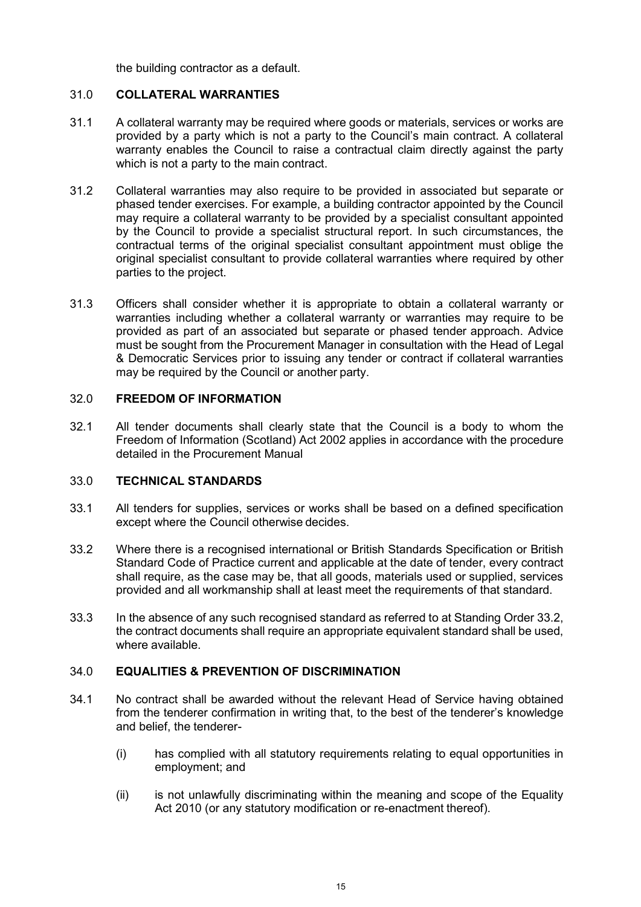the building contractor as a default.

## 31.0 COLLATERAL WARRANTIES

31.1 A collateral warranty may be required where goods or materials, services or works are provided by a party which is not a party to the Council's main contract. A collateral warranty enables the Council to raise a contractual claim directly against the party which is not a party to the main contract.

31.2 Collateral warranties may also require to be provided in associated but separate or phased tender exercises. For example, a building contractor appointed by the Council may require a collateral warranty to be provided by a specialist consultant appointed by the Council to provide a specialist structural report. In such circumstances, the contractual terms of the original specialist consultant appointment must oblige the original specialist consultant to provide collateral warranties where required by other parties to the project.

31.3 Officers shall consider whether it is appropriate to obtain a collateral warranty or warranties including whether a collateral warranty or warranties may require to be provided as part of an associated but separate or phased tender approach. Advice must be sought from the Procurement Manager in consultation with the Head of Legal & Democratic Services prior to issuing any tender or contract if collateral warranties may be required by the Council or another party.

## 32.0 FREEDOM OF INFORMATION

32.1 All tender documents shall clearly state that the Council is a body to whom the Freedom of Information (Scotland) Act 2002 applies in accordance with the procedure detailed in the Procurement Manual

## 33.0 TECHNICAL STANDARDS

33.1 All tenders for supplies, services or works shall be based on a defined specification except where the Council otherwise decides.

33.2 Where there is a recognised international or British Standards Specification or British Standard Code of Practice current and applicable at the date of tender, every contract shall require, as the case may be, that all goods, materials used or supplied, services provided and all workmanship shall at least meet the requirements of that standard.

33.3 In the absence of any such recognised standard as referred to at Standing Order 33.2, the contract documents shall require an appropriate equivalent standard shall be used, where available.

## 34.0 EQUALITIES & PREVENTION OF DISCRIMINATION

34.1 No contract shall be awarded without the relevant Head of Service having obtained from the tenderer confirmation in writing that, to the best of the tenderer's knowledge and belief, the tenderer-

(i) has complied with all statutory requirements relating to equal opportunities in employment; and

(ii) is not unlawfully discriminating within the meaning and scope of the Equality Act 2010 (or any statutory modification or re-enactment thereof).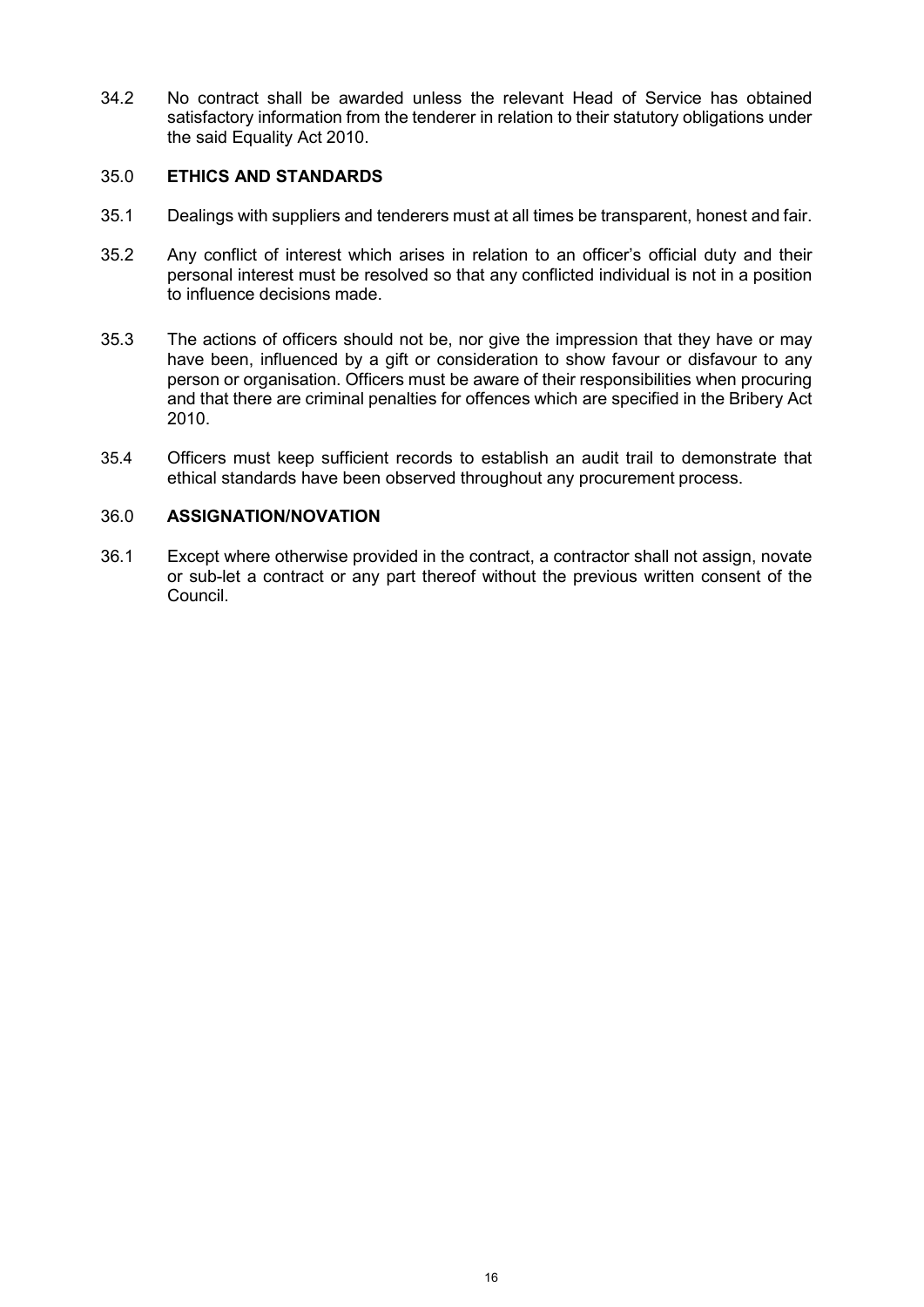34.2 No contract shall be awarded unless the relevant Head of Service has obtained satisfactory information from the tenderer in relation to their statutory obligations under the said Equality Act 2010.

## 35.0 ETHICS AND STANDARDS

35.1 Dealings with suppliers and tenderers must at all times be transparent, honest and fair.

35.2 Any conflict of interest which arises in relation to an officer's official duty and their personal interest must be resolved so that any conflicted individual is not in a position to influence decisions made.

35.3 The actions of officers should not be, nor give the impression that they have or may have been, influenced by a gift or consideration to show favour or disfavour to any person or organisation. Officers must be aware of their responsibilities when procuring and that there are criminal penalties for offences which are specified in the Bribery Act 2010.

35.4 Officers must keep sufficient records to establish an audit trail to demonstrate that ethical standards have been observed throughout any procurement process.

## 36.0 ASSIGNATION/NOVATION

36.1 Except where otherwise provided in the contract, a contractor shall not assign, novate or sub-let a contract or any part thereof without the previous written consent of the Council.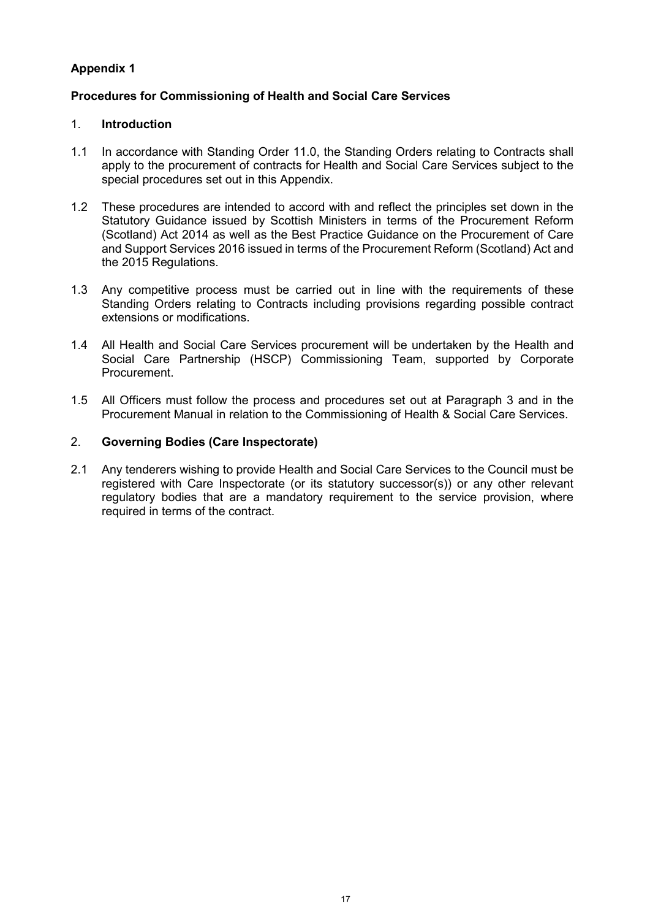**Appendix 1**

**Procedures for Commissioning of Health and Social Care Services**

1. **Introduction**

1.1 In accordance with Standing Order 11.0, the Standing Orders relating to Contracts shall apply to the procurement of contracts for Health and Social Care Services subject to the special procedures set out in this Appendix.

1.2 These procedures are intended to accord with and reflect the principles set down in the Statutory Guidance issued by Scottish Ministers in terms of the Procurement Reform (Scotland) Act 2014 as well as the Best Practice Guidance on the Procurement of Care and Support Services 2016 issued in terms of the Procurement Reform (Scotland) Act and the 2015 Regulations.

1.3 Any competitive process must be carried out in line with the requirements of these Standing Orders relating to Contracts including provisions regarding possible contract extensions or modifications.

1.4 All Health and Social Care Services procurement will be undertaken by the Health and Social Care Partnership (HSCP) Commissioning Team, supported by Corporate Procurement.

1.5 All Officers must follow the process and procedures set out at Paragraph 3 and in the Procurement Manual in relation to the Commissioning of Health & Social Care Services.

2. **Governing Bodies (Care Inspectorate)**

2.1 Any tenderers wishing to provide Health and Social Care Services to the Council must be registered with Care Inspectorate (or its statutory successor(s)) or any other relevant regulatory bodies that are a mandatory requirement to the service provision, where required in terms of the contract.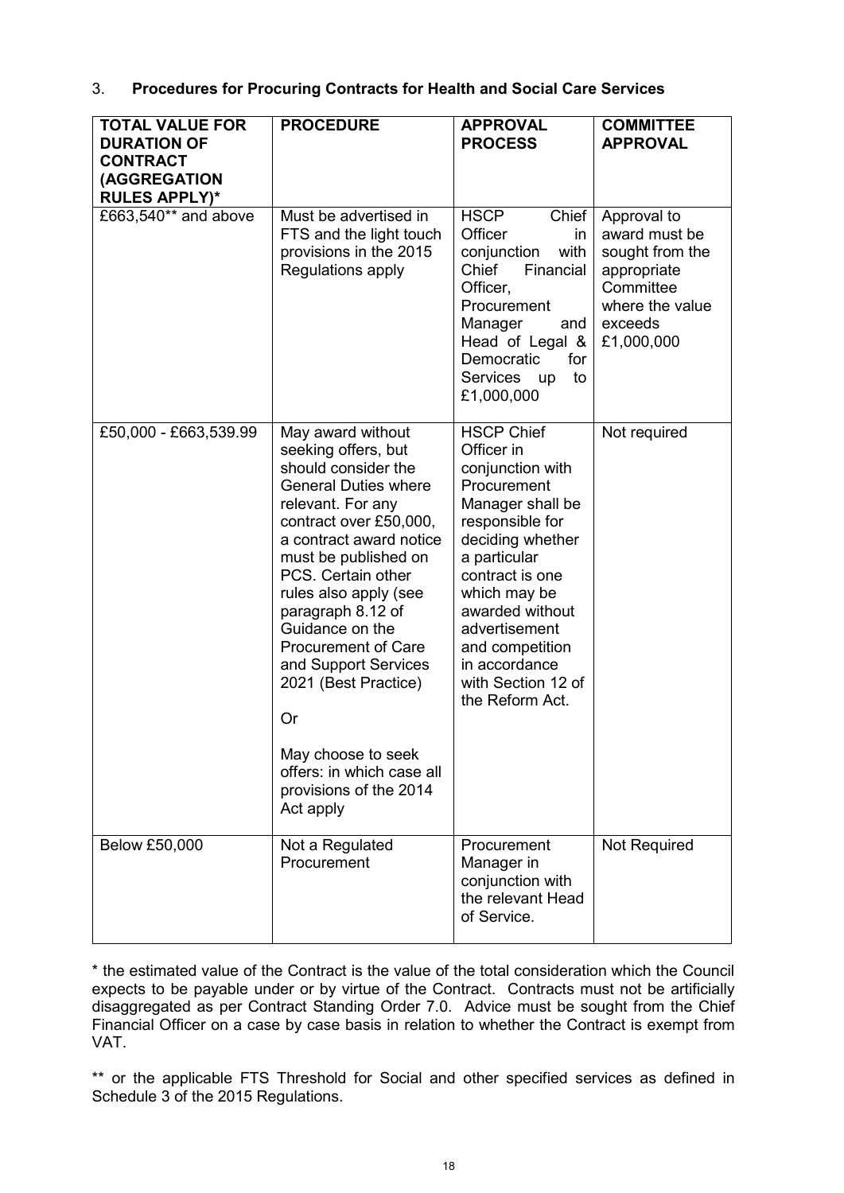## 3. **Procedures for Procuring Contracts for Health and Social Care Services**

| TOTAL VALUE FOR DURATION OF CONTRACT (AGGREGATION RULES APPLY)* | PROCEDURE | APPROVAL PROCESS | COMMITTEE APPROVAL |
|---|---|---|---|
| £663,540** and above | Must be advertised in FTS and the light touch provisions in the 2015 Regulations apply | HSCP Chief Officer in conjunction with Chief Financial Officer, Procurement Manager and Head of Legal & Democratic for Services up to £1,000,000 | Approval to award must be sought from the appropriate Committee where the value exceeds £1,000,000 |
| £50,000 - £663,539.99 | May award without seeking offers, but should consider the General Duties where relevant. For any contract over £50,000, a contract award notice must be published on PCS. Certain other rules also apply (see paragraph 8.12 of Guidance on the Procurement of Care and Support Services 2021 (Best Practice)<br><br>Or<br><br>May choose to seek offers: in which case all provisions of the 2014 Act apply | HSCP Chief Officer in conjunction with Procurement Manager shall be responsible for deciding whether a particular contract is one which may be awarded without advertisement and competition in accordance with Section 12 of the Reform Act. | Not required |
| Below £50,000 | Not a Regulated Procurement | Procurement Manager in conjunction with the relevant Head of Service. | Not Required |

* the estimated value of the Contract is the value of the total consideration which the Council expects to be payable under or by virtue of the Contract. Contracts must not be artificially disaggregated as per Contract Standing Order 7.0. Advice must be sought from the Chief Financial Officer on a case by case basis in relation to whether the Contract is exempt from VAT.

** or the applicable FTS Threshold for Social and other specified services as defined in Schedule 3 of the 2015 Regulations.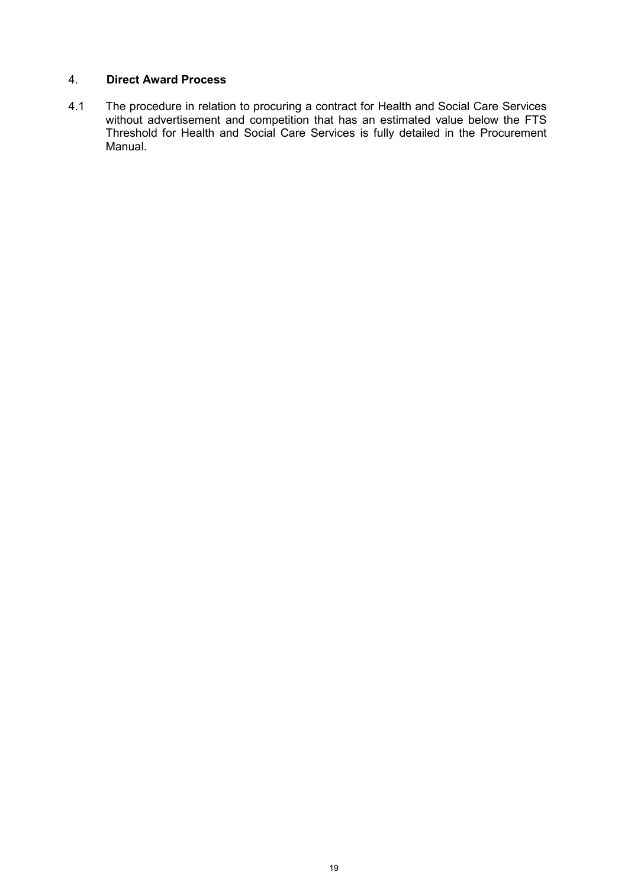## 4. Direct Award Process

4.1 The procedure in relation to procuring a contract for Health and Social Care Services without advertisement and competition that has an estimated value below the FTS Threshold for Health and Social Care Services is fully detailed in the Procurement Manual.